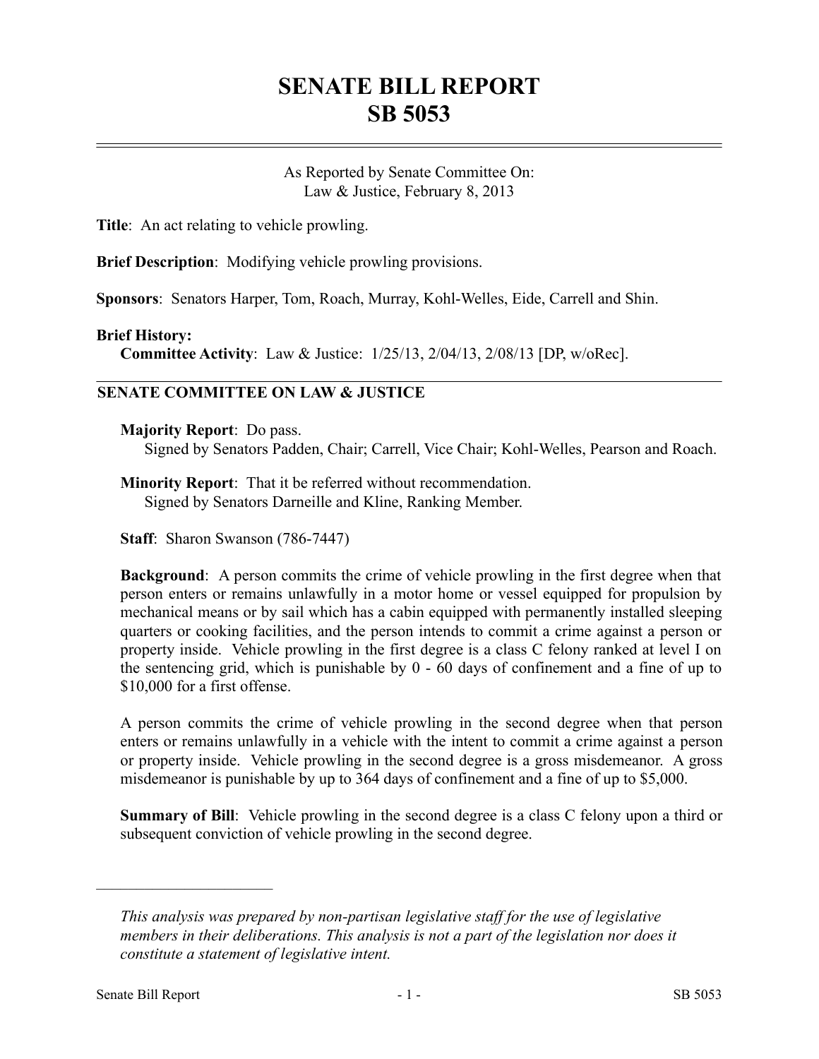# SENATE BILL REPORT
# SB 5053

As Reported by Senate Committee On:
Law & Justice, February 8, 2013

**Title**: An act relating to vehicle prowling.

**Brief Description**: Modifying vehicle prowling provisions.

**Sponsors**: Senators Harper, Tom, Roach, Murray, Kohl-Welles, Eide, Carrell and Shin.

**Brief History:**

**Committee Activity**: Law & Justice: 1/25/13, 2/04/13, 2/08/13 [DP, w/oRec].

## SENATE COMMITTEE ON LAW & JUSTICE

**Majority Report**: Do pass.
Signed by Senators Padden, Chair; Carrell, Vice Chair; Kohl-Welles, Pearson and Roach.

**Minority Report**: That it be referred without recommendation.
Signed by Senators Darneille and Kline, Ranking Member.

**Staff**: Sharon Swanson (786-7447)

**Background**: A person commits the crime of vehicle prowling in the first degree when that person enters or remains unlawfully in a motor home or vessel equipped for propulsion by mechanical means or by sail which has a cabin equipped with permanently installed sleeping quarters or cooking facilities, and the person intends to commit a crime against a person or property inside. Vehicle prowling in the first degree is a class C felony ranked at level I on the sentencing grid, which is punishable by 0 - 60 days of confinement and a fine of up to $10,000 for a first offense.

A person commits the crime of vehicle prowling in the second degree when that person enters or remains unlawfully in a vehicle with the intent to commit a crime against a person or property inside. Vehicle prowling in the second degree is a gross misdemeanor. A gross misdemeanor is punishable by up to 364 days of confinement and a fine of up to $5,000.

**Summary of Bill**: Vehicle prowling in the second degree is a class C felony upon a third or subsequent conviction of vehicle prowling in the second degree.

---

*This analysis was prepared by non-partisan legislative staff for the use of legislative members in their deliberations. This analysis is not a part of the legislation nor does it constitute a statement of legislative intent.*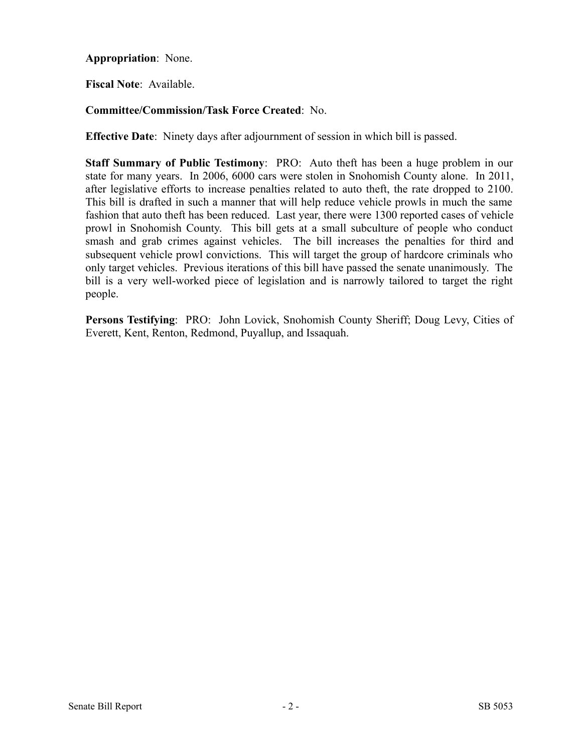**Appropriation**: None.

**Fiscal Note**: Available.

**Committee/Commission/Task Force Created**: No.

**Effective Date**: Ninety days after adjournment of session in which bill is passed.

**Staff Summary of Public Testimony**: PRO: Auto theft has been a huge problem in our state for many years. In 2006, 6000 cars were stolen in Snohomish County alone. In 2011, after legislative efforts to increase penalties related to auto theft, the rate dropped to 2100. This bill is drafted in such a manner that will help reduce vehicle prowls in much the same fashion that auto theft has been reduced. Last year, there were 1300 reported cases of vehicle prowl in Snohomish County. This bill gets at a small subculture of people who conduct smash and grab crimes against vehicles. The bill increases the penalties for third and subsequent vehicle prowl convictions. This will target the group of hardcore criminals who only target vehicles. Previous iterations of this bill have passed the senate unanimously. The bill is a very well-worked piece of legislation and is narrowly tailored to target the right people.

**Persons Testifying**: PRO: John Lovick, Snohomish County Sheriff; Doug Levy, Cities of Everett, Kent, Renton, Redmond, Puyallup, and Issaquah.